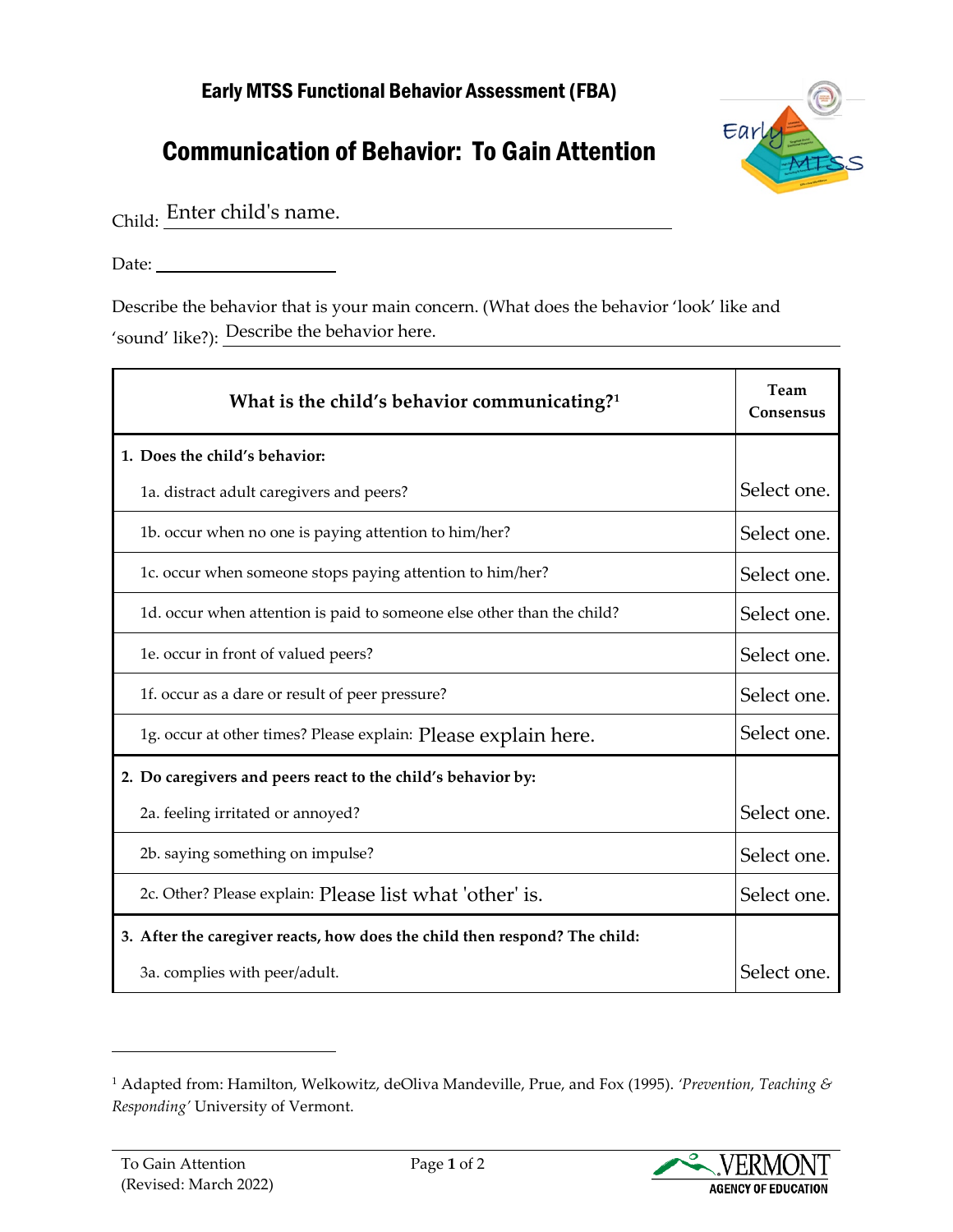## Early MTSS Functional Behavior Assessment (FBA)

# Communication of Behavior: To Gain Attention

Child: Enter child's name.

Date: \_\_\_\_\_\_\_\_\_\_\_\_\_\_\_\_\_\_\_\_

Describe the behavior that is your main concern. (What does the behavior 'look' like and 'sound' like?): Describe the behavior here.

| What is the child's behavior communicating?[1] | Team Consensus |
|---|---|
| **1. Does the child's behavior:** | |
| 1a. distract adult caregivers and peers? | Select one. |
| 1b. occur when no one is paying attention to him/her? | Select one. |
| 1c. occur when someone stops paying attention to him/her? | Select one. |
| 1d. occur when attention is paid to someone else other than the child? | Select one. |
| 1e. occur in front of valued peers? | Select one. |
| 1f. occur as a dare or result of peer pressure? | Select one. |
| 1g. occur at other times? Please explain: Please explain here. | Select one. |
| **2. Do caregivers and peers react to the child's behavior by:** | |
| 2a. feeling irritated or annoyed? | Select one. |
| 2b. saying something on impulse? | Select one. |
| 2c. Other? Please explain: Please list what 'other' is. | Select one. |
| **3. After the caregiver reacts, how does the child then respond? The child:** | |
| 3a. complies with peer/adult. | Select one. |

[1] Adapted from: Hamilton, Welkowitz, deOliva Mandeville, Prue, and Fox (1995). *'Prevention, Teaching & Responding'* University of Vermont.

To Gain Attention
(Revised: March 2022)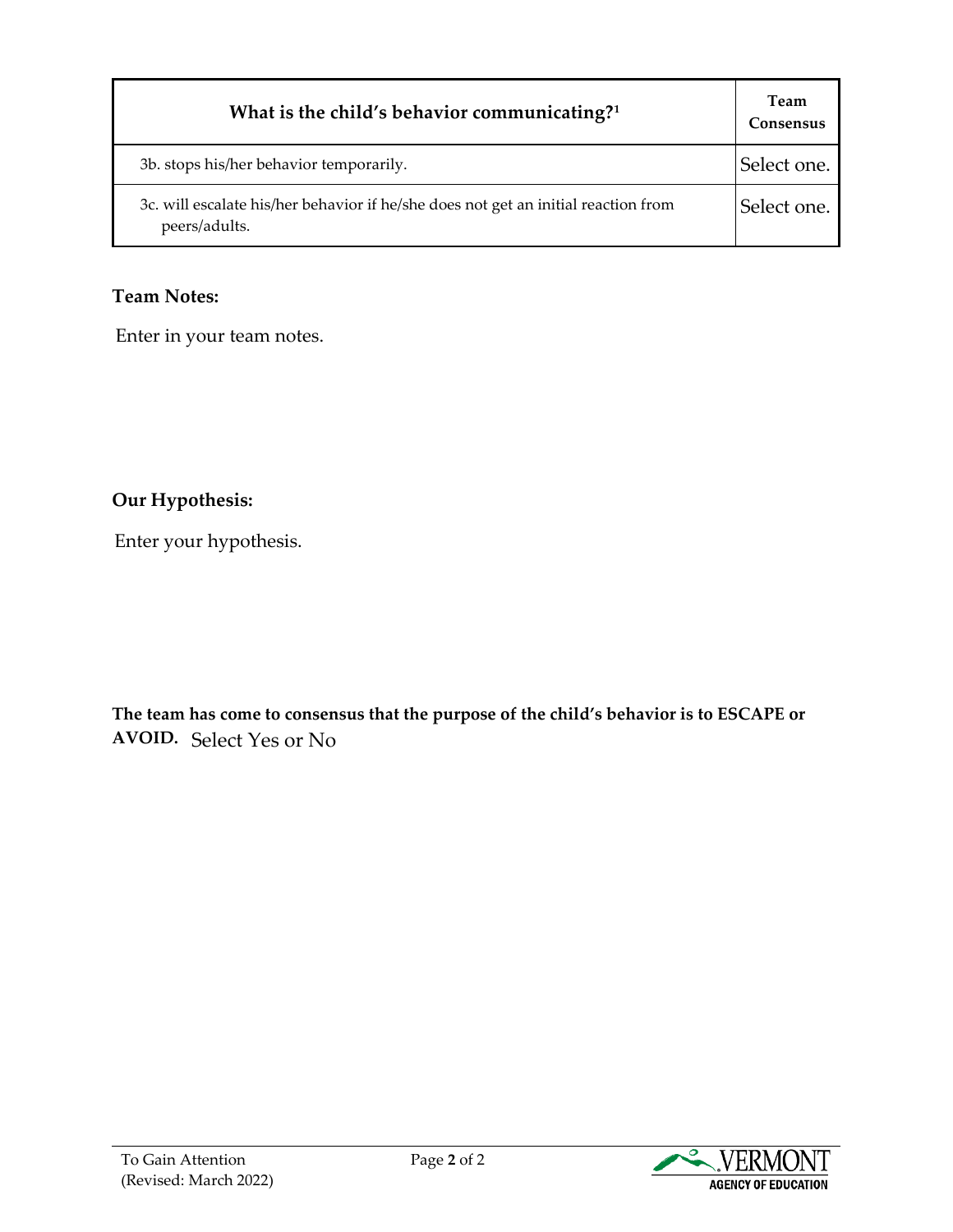| What is the child's behavior communicating?[1] | Team Consensus |
|---|---|
| 3b. stops his/her behavior temporarily. | Select one. |
| 3c. will escalate his/her behavior if he/she does not get an initial reaction from peers/adults. | Select one. |

**Team Notes:**

Enter in your team notes.

**Our Hypothesis:**

Enter your hypothesis.

**The team has come to consensus that the purpose of the child's behavior is to ESCAPE or AVOID.** Select Yes or No

To Gain Attention
(Revised: March 2022)